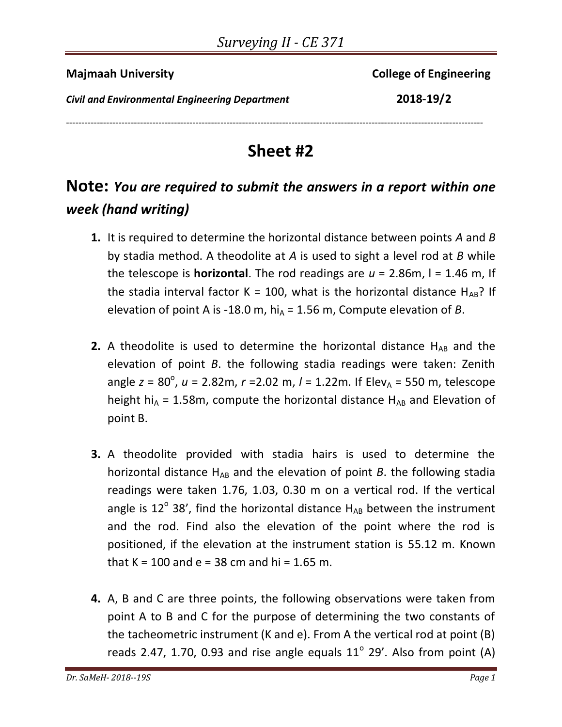Majmaah University — College of Engineering

*Civil and Environmental Engineering Department* — **2018-19/2**

---

# Sheet #2

## Note: *You are required to submit the answers in a report within one week (hand writing)*

1. It is required to determine the horizontal distance between points *A* and *B* by stadia method. A theodolite at *A* is used to sight a level rod at *B* while the telescope is **horizontal**. The rod readings are $u$ = 2.86m, l = 1.46 m, If the stadia interval factor K = 100, what is the horizontal distance $H_{AB}$? If elevation of point A is -18.0 m, $hi_A$ = 1.56 m, Compute elevation of *B*.

2. A theodolite is used to determine the horizontal distance $H_{AB}$ and the elevation of point *B*. the following stadia readings were taken: Zenith angle $z = 80^o$, $u$ = 2.82m, $r$ =2.02 m, $l$ = 1.22m. If $Elev_A$ = 550 m, telescope height $hi_A$ = 1.58m, compute the horizontal distance $H_{AB}$ and Elevation of point B.

3. A theodolite provided with stadia hairs is used to determine the horizontal distance $H_{AB}$ and the elevation of point *B*. the following stadia readings were taken 1.76, 1.03, 0.30 m on a vertical rod. If the vertical angle is $12^o$ 38', find the horizontal distance $H_{AB}$ between the instrument and the rod. Find also the elevation of the point where the rod is positioned, if the elevation at the instrument station is 55.12 m. Known that K = 100 and e = 38 cm and hi = 1.65 m.

4. A, B and C are three points, the following observations were taken from point A to B and C for the purpose of determining the two constants of the tacheometric instrument (K and e). From A the vertical rod at point (B) reads 2.47, 1.70, 0.93 and rise angle equals $11^o$ 29'. Also from point (A)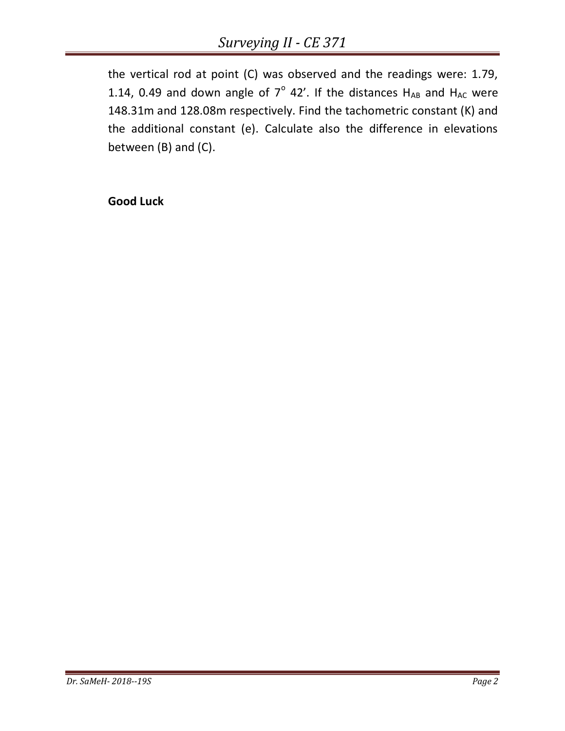the vertical rod at point (C) was observed and the readings were: 1.79, 1.14, 0.49 and down angle of $7^{o}$ 42'. If the distances $H_{AB}$ and $H_{AC}$ were 148.31m and 128.08m respectively. Find the tachometric constant (K) and the additional constant (e). Calculate also the difference in elevations between (B) and (C).

**Good Luck**